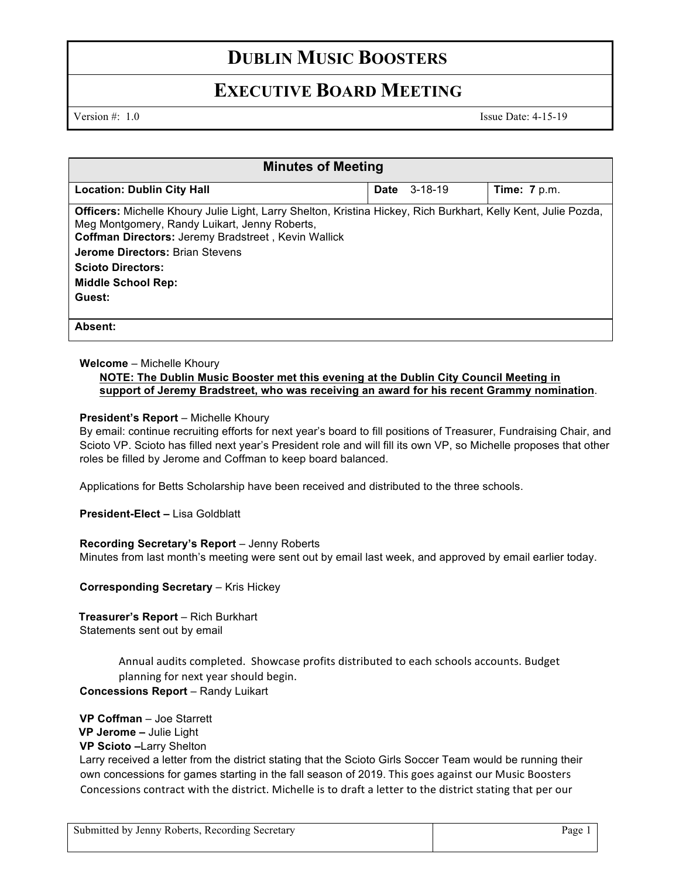# DUBLIN MUSIC BOOSTERS

## EXECUTIVE BOARD MEETING

Version #: 1.0 Issue Date: 4-15-19

| Minutes of Meeting | | |
|---|---|---|
| **Location: Dublin City Hall** | **Date** 3-18-19 | **Time: 7** p.m. |
| **Officers:** Michelle Khoury Julie Light, Larry Shelton, Kristina Hickey, Rich Burkhart, Kelly Kent, Julie Pozda, Meg Montgomery, Randy Luikart, Jenny Roberts,<br>**Coffman Directors:** Jeremy Bradstreet , Kevin Wallick<br>**Jerome Directors:** Brian Stevens<br>**Scioto Directors:**<br>**Middle School Rep:**<br>**Guest:** | | |
| **Absent:** | | |

**Welcome** – Michelle Khoury

**NOTE: The Dublin Music Booster met this evening at the Dublin City Council Meeting in support of Jeremy Bradstreet, who was receiving an award for his recent Grammy nomination**.

**President's Report** – Michelle Khoury

By email: continue recruiting efforts for next year's board to fill positions of Treasurer, Fundraising Chair, and Scioto VP. Scioto has filled next year's President role and will fill its own VP, so Michelle proposes that other roles be filled by Jerome and Coffman to keep board balanced.

Applications for Betts Scholarship have been received and distributed to the three schools.

**President-Elect –** Lisa Goldblatt

**Recording Secretary's Report** – Jenny Roberts

Minutes from last month's meeting were sent out by email last week, and approved by email earlier today.

**Corresponding Secretary** – Kris Hickey

**Treasurer's Report** – Rich Burkhart

Statements sent out by email

Annual audits completed. Showcase profits distributed to each schools accounts. Budget planning for next year should begin.

**Concessions Report** – Randy Luikart

**VP Coffman** – Joe Starrett

**VP Jerome –** Julie Light

**VP Scioto –**Larry Shelton

Larry received a letter from the district stating that the Scioto Girls Soccer Team would be running their own concessions for games starting in the fall season of 2019. This goes against our Music Boosters Concessions contract with the district. Michelle is to draft a letter to the district stating that per our

Submitted by Jenny Roberts, Recording Secretary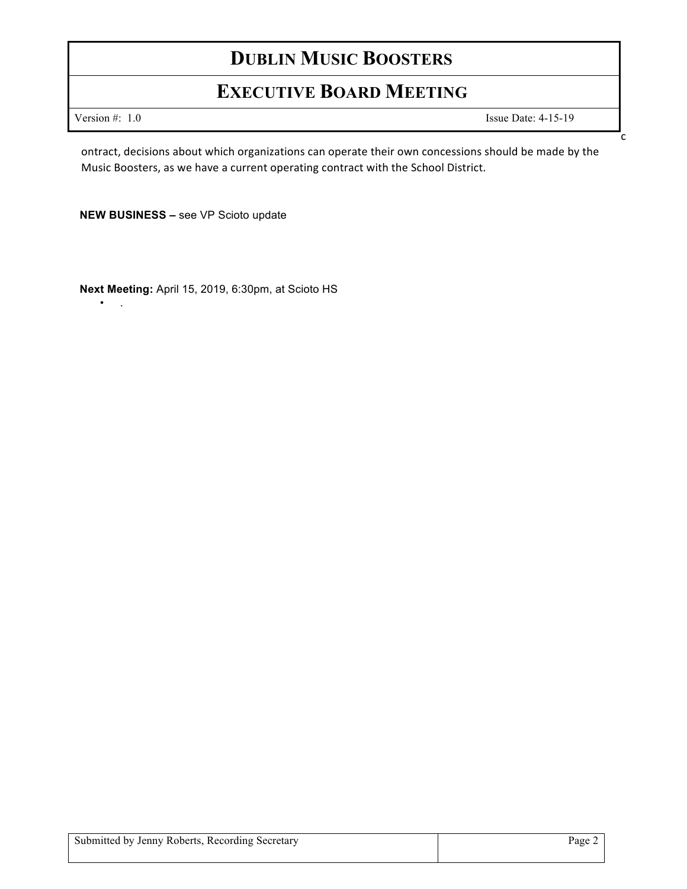c

ontract, decisions about which organizations can operate their own concessions should be made by the Music Boosters, as we have a current operating contract with the School District.

**NEW BUSINESS –** see VP Scioto update

**Next Meeting:** April 15, 2019, 6:30pm, at Scioto HS

- .